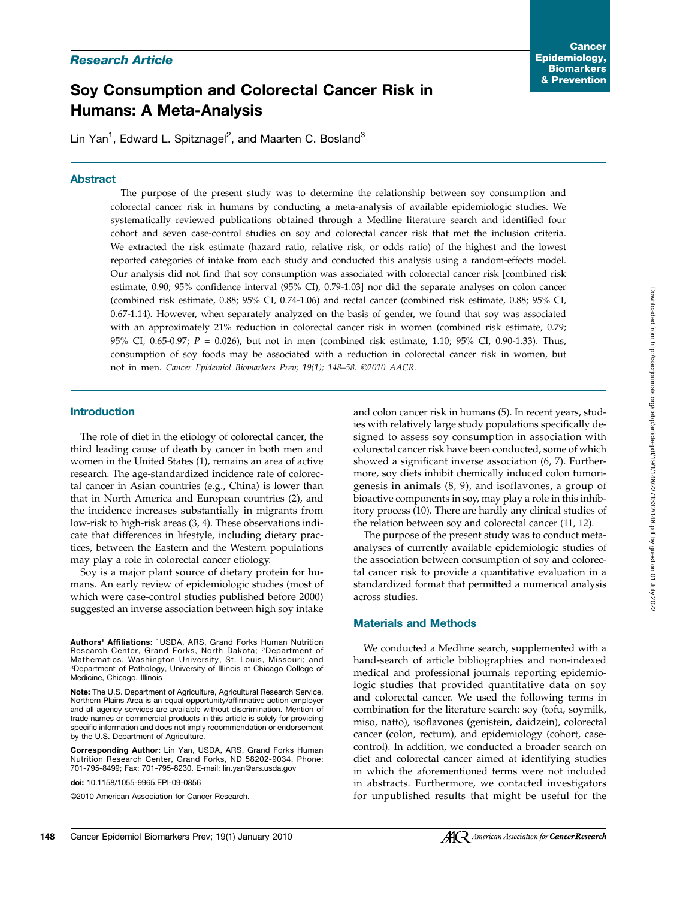Research Article

# Soy Consumption and Colorectal Cancer Risk in Humans: A Meta-Analysis

Lin Yan[1], Edward L. Spitznagel[2], and Maarten C. Bosland[3]

## Abstract

The purpose of the present study was to determine the relationship between soy consumption and colorectal cancer risk in humans by conducting a meta-analysis of available epidemiologic studies. We systematically reviewed publications obtained through a Medline literature search and identified four cohort and seven case-control studies on soy and colorectal cancer risk that met the inclusion criteria. We extracted the risk estimate (hazard ratio, relative risk, or odds ratio) of the highest and the lowest reported categories of intake from each study and conducted this analysis using a random-effects model. Our analysis did not find that soy consumption was associated with colorectal cancer risk [combined risk estimate, 0.90; 95% confidence interval (95% CI), 0.79-1.03] nor did the separate analyses on colon cancer (combined risk estimate, 0.88; 95% CI, 0.74-1.06) and rectal cancer (combined risk estimate, 0.88; 95% CI, 0.67-1.14). However, when separately analyzed on the basis of gender, we found that soy was associated with an approximately 21% reduction in colorectal cancer risk in women (combined risk estimate, 0.79; 95% CI, 0.65-0.97; $P = 0.026$), but not in men (combined risk estimate, 1.10; 95% CI, 0.90-1.33). Thus, consumption of soy foods may be associated with a reduction in colorectal cancer risk in women, but not in men. *Cancer Epidemiol Biomarkers Prev; 19(1); 148–58. ©2010 AACR.*

## Introduction

The role of diet in the etiology of colorectal cancer, the third leading cause of death by cancer in both men and women in the United States (1), remains an area of active research. The age-standardized incidence rate of colorectal cancer in Asian countries (e.g., China) is lower than that in North America and European countries (2), and the incidence increases substantially in migrants from low-risk to high-risk areas (3, 4). These observations indicate that differences in lifestyle, including dietary practices, between the Eastern and the Western populations may play a role in colorectal cancer etiology.

Soy is a major plant source of dietary protein for humans. An early review of epidemiologic studies (most of which were case-control studies published before 2000) suggested an inverse association between high soy intake and colon cancer risk in humans (5). In recent years, studies with relatively large study populations specifically designed to assess soy consumption in association with colorectal cancer risk have been conducted, some of which showed a significant inverse association (6, 7). Furthermore, soy diets inhibit chemically induced colon tumorigenesis in animals (8, 9), and isoflavones, a group of bioactive components in soy, may play a role in this inhibitory process (10). There are hardly any clinical studies of the relation between soy and colorectal cancer (11, 12).

The purpose of the present study was to conduct meta-analyses of currently available epidemiologic studies of the association between consumption of soy and colorectal cancer risk to provide a quantitative evaluation in a standardized format that permitted a numerical analysis across studies.

## Materials and Methods

We conducted a Medline search, supplemented with a hand-search of article bibliographies and non-indexed medical and professional journals reporting epidemiologic studies that provided quantitative data on soy and colorectal cancer. We used the following terms in combination for the literature search: soy (tofu, soymilk, miso, natto), isoflavones (genistein, daidzein), colorectal cancer (colon, rectum), and epidemiology (cohort, case-control). In addition, we conducted a broader search on diet and colorectal cancer aimed at identifying studies in which the aforementioned terms were not included in abstracts. Furthermore, we contacted investigators for unpublished results that might be useful for the

---

**Authors' Affiliations:** [1]USDA, ARS, Grand Forks Human Nutrition Research Center, Grand Forks, North Dakota; [2]Department of Mathematics, Washington University, St. Louis, Missouri; and [3]Department of Pathology, University of Illinois at Chicago College of Medicine, Chicago, Illinois

**Note:** The U.S. Department of Agriculture, Agricultural Research Service, Northern Plains Area is an equal opportunity/affirmative action employer and all agency services are available without discrimination. Mention of trade names or commercial products in this article is solely for providing specific information and does not imply recommendation or endorsement by the U.S. Department of Agriculture.

**Corresponding Author:** Lin Yan, USDA, ARS, Grand Forks Human Nutrition Research Center, Grand Forks, ND 58202-9034. Phone: 701-795-8499; Fax: 701-795-8230. E-mail: lin.yan@ars.usda.gov

**doi:** 10.1158/1055-9965.EPI-09-0856

©2010 American Association for Cancer Research.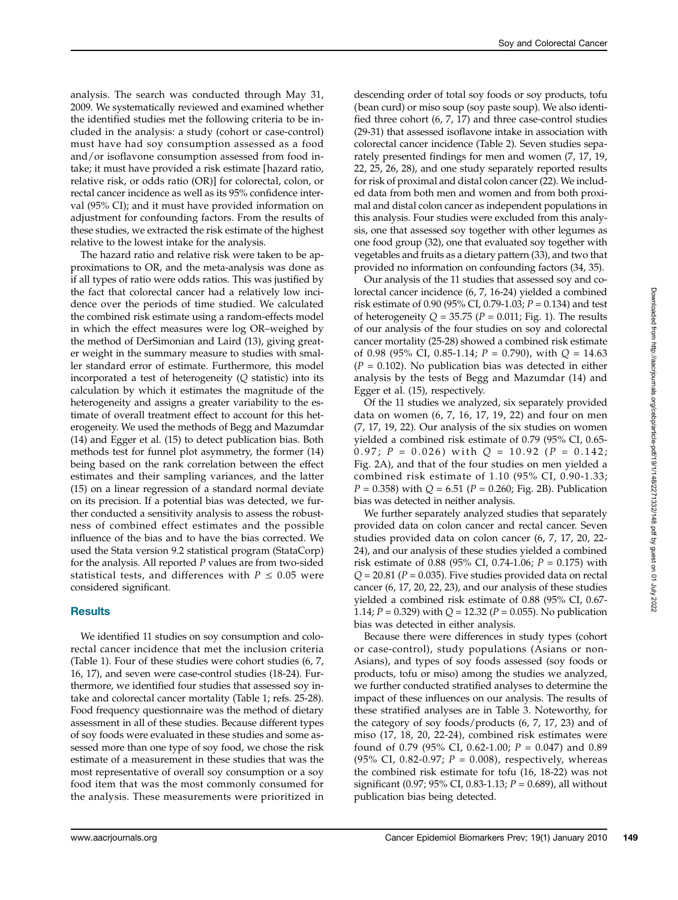analysis. The search was conducted through May 31, 2009. We systematically reviewed and examined whether the identified studies met the following criteria to be included in the analysis: a study (cohort or case-control) must have had soy consumption assessed as a food and/or isoflavone consumption assessed from food intake; it must have provided a risk estimate [hazard ratio, relative risk, or odds ratio (OR)] for colorectal, colon, or rectal cancer incidence as well as its 95% confidence interval (95% CI); and it must have provided information on adjustment for confounding factors. From the results of these studies, we extracted the risk estimate of the highest relative to the lowest intake for the analysis.

The hazard ratio and relative risk were taken to be approximations to OR, and the meta-analysis was done as if all types of ratio were odds ratios. This was justified by the fact that colorectal cancer had a relatively low incidence over the periods of time studied. We calculated the combined risk estimate using a random-effects model in which the effect measures were log OR–weighed by the method of DerSimonian and Laird (13), giving greater weight in the summary measure to studies with smaller standard error of estimate. Furthermore, this model incorporated a test of heterogeneity ($Q$ statistic) into its calculation by which it estimates the magnitude of the heterogeneity and assigns a greater variability to the estimate of overall treatment effect to account for this heterogeneity. We used the methods of Begg and Mazumdar (14) and Egger et al. (15) to detect publication bias. Both methods test for funnel plot asymmetry, the former (14) being based on the rank correlation between the effect estimates and their sampling variances, and the latter (15) on a linear regression of a standard normal deviate on its precision. If a potential bias was detected, we further conducted a sensitivity analysis to assess the robustness of combined effect estimates and the possible influence of the bias and to have the bias corrected. We used the Stata version 9.2 statistical program (StataCorp) for the analysis. All reported $P$ values are from two-sided statistical tests, and differences with $P \leq 0.05$ were considered significant.

## Results

We identified 11 studies on soy consumption and colorectal cancer incidence that met the inclusion criteria (Table 1). Four of these studies were cohort studies (6, 7, 16, 17), and seven were case-control studies (18-24). Furthermore, we identified four studies that assessed soy intake and colorectal cancer mortality (Table 1; refs. 25-28). Food frequency questionnaire was the method of dietary assessment in all of these studies. Because different types of soy foods were evaluated in these studies and some assessed more than one type of soy food, we chose the risk estimate of a measurement in these studies that was the most representative of overall soy consumption or a soy food item that was the most commonly consumed for the analysis. These measurements were prioritized in descending order of total soy foods or soy products, tofu (bean curd) or miso soup (soy paste soup). We also identified three cohort (6, 7, 17) and three case-control studies (29-31) that assessed isoflavone intake in association with colorectal cancer incidence (Table 2). Seven studies separately presented findings for men and women (7, 17, 19, 22, 25, 26, 28), and one study separately reported results for risk of proximal and distal colon cancer (22). We included data from both men and women and from both proximal and distal colon cancer as independent populations in this analysis. Four studies were excluded from this analysis, one that assessed soy together with other legumes as one food group (32), one that evaluated soy together with vegetables and fruits as a dietary pattern (33), and two that provided no information on confounding factors (34, 35).

Our analysis of the 11 studies that assessed soy and colorectal cancer incidence (6, 7, 16-24) yielded a combined risk estimate of 0.90 (95% CI, 0.79-1.03; $P = 0.134$) and test of heterogeneity $Q = 35.75$ ($P = 0.011$; Fig. 1). The results of our analysis of the four studies on soy and colorectal cancer mortality (25-28) showed a combined risk estimate of 0.98 (95% CI, 0.85-1.14; $P = 0.790$), with $Q = 14.63$ ($P = 0.102$). No publication bias was detected in either analysis by the tests of Begg and Mazumdar (14) and Egger et al. (15), respectively.

Of the 11 studies we analyzed, six separately provided data on women (6, 7, 16, 17, 19, 22) and four on men (7, 17, 19, 22). Our analysis of the six studies on women yielded a combined risk estimate of 0.79 (95% CI, 0.65-0.97; $P = 0.026$) with $Q = 10.92$ ($P = 0.142$; Fig. 2A), and that of the four studies on men yielded a combined risk estimate of 1.10 (95% CI, 0.90-1.33; $P = 0.358$) with $Q = 6.51$ ($P = 0.260$; Fig. 2B). Publication bias was detected in neither analysis.

We further separately analyzed studies that separately provided data on colon cancer and rectal cancer. Seven studies provided data on colon cancer (6, 7, 17, 20, 22-24), and our analysis of these studies yielded a combined risk estimate of 0.88 (95% CI, 0.74-1.06; $P = 0.175$) with $Q = 20.81$ ($P = 0.035$). Five studies provided data on rectal cancer (6, 17, 20, 22, 23), and our analysis of these studies yielded a combined risk estimate of 0.88 (95% CI, 0.67-1.14; $P = 0.329$) with $Q = 12.32$ ($P = 0.055$). No publication bias was detected in either analysis.

Because there were differences in study types (cohort or case-control), study populations (Asians or non-Asians), and types of soy foods assessed (soy foods or products, tofu or miso) among the studies we analyzed, we further conducted stratified analyses to determine the impact of these influences on our analysis. The results of these stratified analyses are in Table 3. Noteworthy, for the category of soy foods/products (6, 7, 17, 23) and of miso (17, 18, 20, 22-24), combined risk estimates were found of 0.79 (95% CI, 0.62-1.00; $P = 0.047$) and 0.89 (95% CI, 0.82-0.97; $P = 0.008$), respectively, whereas the combined risk estimate for tofu (16, 18-22) was not significant (0.97; 95% CI, 0.83-1.13; $P = 0.689$), all without publication bias being detected.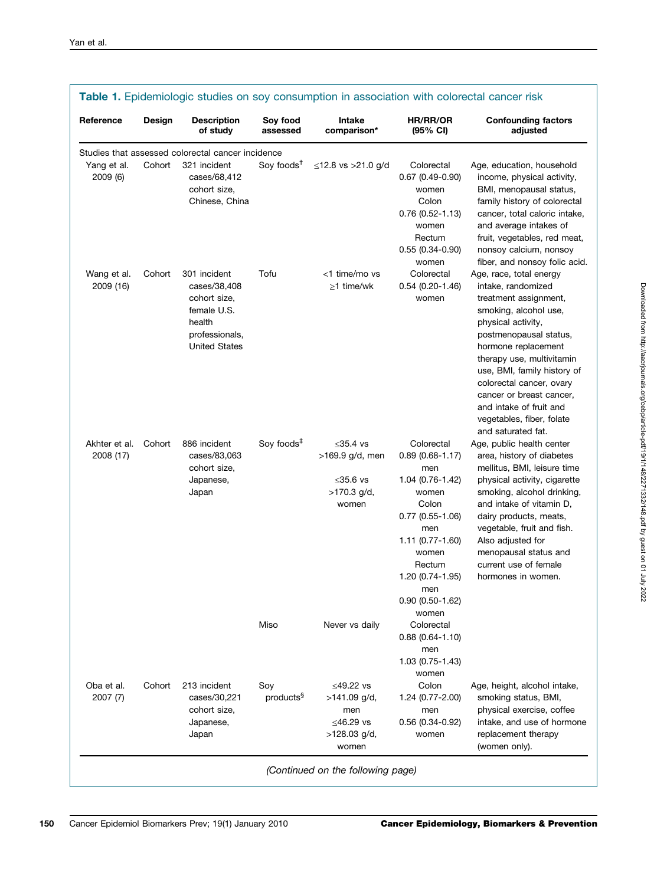**Table 1.** Epidemiologic studies on soy consumption in association with colorectal cancer risk

| Reference | Design | Description of study | Soy food assessed | Intake comparison* | HR/RR/OR (95% CI) | Confounding factors adjusted |
|---|---|---|---|---|---|---|
| Studies that assessed colorectal cancer incidence | | | | | | |
| Yang et al. 2009 (6) | Cohort | 321 incident cases/68,412 cohort size, Chinese, China | Soy foods[†] | ≤12.8 vs >21.0 g/d | Colorectal 0.67 (0.49-0.90) women; Colon 0.76 (0.52-1.13) women; Rectum 0.55 (0.34-0.90) women | Age, education, household income, physical activity, BMI, menopausal status, family history of colorectal cancer, total caloric intake, and average intakes of fruit, vegetables, red meat, nonsoy calcium, nonsoy fiber, and nonsoy folic acid. |
| Wang et al. 2009 (16) | Cohort | 301 incident cases/38,408 cohort size, female U.S. health professionals, United States | Tofu | <1 time/mo vs ≥1 time/wk | Colorectal 0.54 (0.20-1.46) women | Age, race, total energy intake, randomized treatment assignment, smoking, alcohol use, physical activity, postmenopausal status, hormone replacement therapy use, multivitamin use, BMI, family history of colorectal cancer, ovary cancer or breast cancer, and intake of fruit and vegetables, fiber, folate and saturated fat. |
| Akhter et al. 2008 (17) | Cohort | 886 incident cases/83,063 cohort size, Japanese, Japan | Soy foods[‡] | ≤35.4 vs >169.9 g/d, men; ≤35.6 vs >170.3 g/d, women | Colorectal 0.89 (0.68-1.17) men; 1.04 (0.76-1.42) women; Colon 0.77 (0.55-1.06) men; 1.11 (0.77-1.60) women; Rectum 1.20 (0.74-1.95) men; 0.90 (0.50-1.62) women | Age, public health center area, history of diabetes mellitus, BMI, leisure time physical activity, cigarette smoking, alcohol drinking, and intake of vitamin D, dairy products, meats, vegetable, fruit and fish. Also adjusted for menopausal status and current use of female hormones in women. |
| | | | Miso | Never vs daily | Colorectal 0.88 (0.64-1.10) men; 1.03 (0.75-1.43) women | |
| Oba et al. 2007 (7) | Cohort | 213 incident cases/30,221 cohort size, Japanese, Japan | Soy products[§] | ≤49.22 vs >141.09 g/d, men; ≤46.29 vs >128.03 g/d, women | Colon 1.24 (0.77-2.00) men; 0.56 (0.34-0.92) women | Age, height, alcohol intake, smoking status, BMI, physical exercise, coffee intake, and use of hormone replacement therapy (women only). |

*(Continued on the following page)*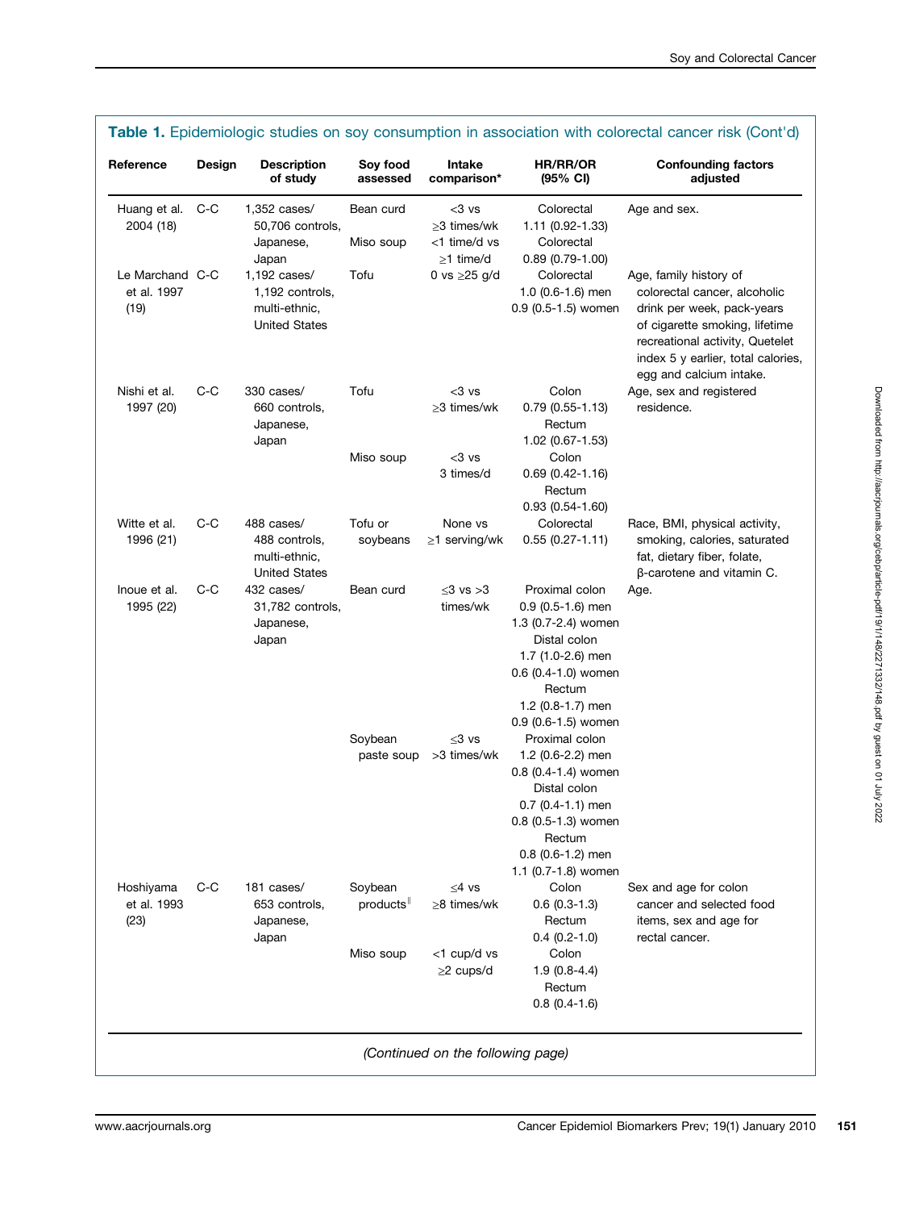**Table 1.** Epidemiologic studies on soy consumption in association with colorectal cancer risk (Cont'd)

| Reference | Design | Description of study | Soy food assessed | Intake comparison* | HR/RR/OR (95% CI) | Confounding factors adjusted |
|---|---|---|---|---|---|---|
| Huang et al. 2004 (18) | C-C | 1,352 cases/ 50,706 controls, Japanese, Japan | Bean curd | <3 vs ≥3 times/wk | Colorectal 1.11 (0.92-1.33) | Age and sex. |
| | | | Miso soup | <1 time/d vs ≥1 time/d | Colorectal 0.89 (0.79-1.00) | |
| Le Marchand et al. 1997 (19) | C-C | 1,192 cases/ 1,192 controls, multi-ethnic, United States | Tofu | 0 vs ≥25 g/d | Colorectal 1.0 (0.6-1.6) men 0.9 (0.5-1.5) women | Age, family history of colorectal cancer, alcoholic drink per week, pack-years of cigarette smoking, lifetime recreational activity, Quetelet index 5 y earlier, total calories, egg and calcium intake. |
| Nishi et al. 1997 (20) | C-C | 330 cases/ 660 controls, Japanese, Japan | Tofu | <3 vs ≥3 times/wk | Colon 0.79 (0.55-1.13) Rectum 1.02 (0.67-1.53) | Age, sex and registered residence. |
| | | | Miso soup | <3 vs 3 times/d | Colon 0.69 (0.42-1.16) Rectum 0.93 (0.54-1.60) | |
| Witte et al. 1996 (21) | C-C | 488 cases/ 488 controls, multi-ethnic, United States | Tofu or soybeans | None vs ≥1 serving/wk | Colorectal 0.55 (0.27-1.11) | Race, BMI, physical activity, smoking, calories, saturated fat, dietary fiber, folate, β-carotene and vitamin C. |
| Inoue et al. 1995 (22) | C-C | 432 cases/ 31,782 controls, Japanese, Japan | Bean curd | ≤3 vs >3 times/wk | Proximal colon 0.9 (0.5-1.6) men 1.3 (0.7-2.4) women Distal colon 1.7 (1.0-2.6) men 0.6 (0.4-1.0) women Rectum 1.2 (0.8-1.7) men 0.9 (0.6-1.5) women | Age. |
| | | | Soybean paste soup | ≤3 vs >3 times/wk | Proximal colon 1.2 (0.6-2.2) men 0.8 (0.4-1.4) women Distal colon 0.7 (0.4-1.1) men 0.8 (0.5-1.3) women Rectum 0.8 (0.6-1.2) men 1.1 (0.7-1.8) women | |
| Hoshiyama et al. 1993 (23) | C-C | 181 cases/ 653 controls, Japanese, Japan | Soybean products[‖] | ≤4 vs ≥8 times/wk | Colon 0.6 (0.3-1.3) Rectum 0.4 (0.2-1.0) | Sex and age for colon cancer and selected food items, sex and age for rectal cancer. |
| | | | Miso soup | <1 cup/d vs ≥2 cups/d | Colon 1.9 (0.8-4.4) Rectum 0.8 (0.4-1.6) | |

*(Continued on the following page)*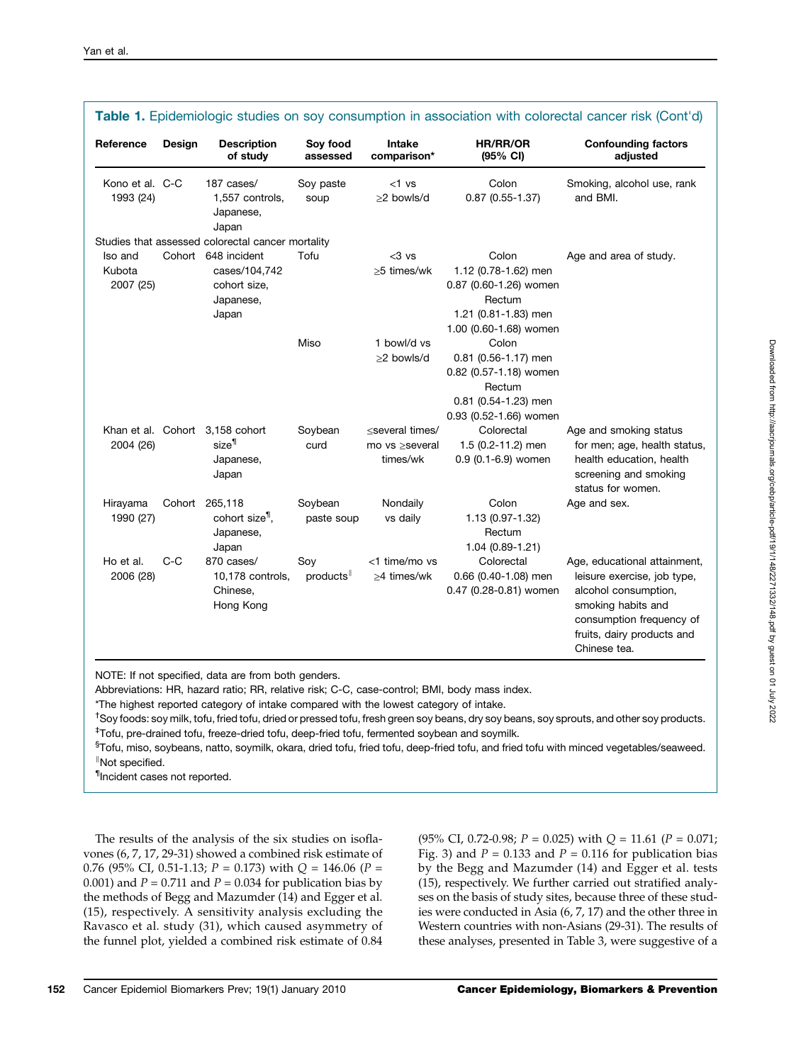**Table 1.** Epidemiologic studies on soy consumption in association with colorectal cancer risk (Cont'd)

| Reference | Design | Description of study | Soy food assessed | Intake comparison* | HR/RR/OR (95% CI) | Confounding factors adjusted |
|---|---|---|---|---|---|---|
| Kono et al. 1993 (24) | C-C | 187 cases/ 1,557 controls, Japanese, Japan | Soy paste soup | <1 vs ≥2 bowls/d | Colon 0.87 (0.55-1.37) | Smoking, alcohol use, rank and BMI. |
| Studies that assessed colorectal cancer mortality | | | | | | |
| Iso and Kubota 2007 (25) | Cohort | 648 incident cases/104,742 cohort size, Japanese, Japan | Tofu | <3 vs ≥5 times/wk | Colon 1.12 (0.78-1.62) men 0.87 (0.60-1.26) women Rectum 1.21 (0.81-1.83) men 1.00 (0.60-1.68) women | Age and area of study. |
| | | | Miso | 1 bowl/d vs ≥2 bowls/d | Colon 0.81 (0.56-1.17) men 0.82 (0.57-1.18) women Rectum 0.81 (0.54-1.23) men 0.93 (0.52-1.66) women | |
| Khan et al. 2004 (26) | Cohort | 3,158 cohort size[¶] Japanese, Japan | Soybean curd | ≤several times/ mo vs ≥several times/wk | Colorectal 1.5 (0.2-11.2) men 0.9 (0.1-6.9) women | Age and smoking status for men; age, health status, health education, health screening and smoking status for women. |
| Hirayama 1990 (27) | Cohort | 265,118 cohort size[¶], Japanese, Japan | Soybean paste soup | Nondaily vs daily | Colon 1.13 (0.97-1.32) Rectum 1.04 (0.89-1.21) | Age and sex. |
| Ho et al. 2006 (28) | C-C | 870 cases/ 10,178 controls, Chinese, Hong Kong | Soy products[‖] | <1 time/mo vs ≥4 times/wk | Colorectal 0.66 (0.40-1.08) men 0.47 (0.28-0.81) women | Age, educational attainment, leisure exercise, job type, alcohol consumption, smoking habits and consumption frequency of fruits, dairy products and Chinese tea. |

NOTE: If not specified, data are from both genders.

Abbreviations: HR, hazard ratio; RR, relative risk; C-C, case-control; BMI, body mass index.

*The highest reported category of intake compared with the lowest category of intake.

[†]Soy foods: soy milk, tofu, fried tofu, dried or pressed tofu, fresh green soy beans, dry soy beans, soy sprouts, and other soy products.

[‡]Tofu, pre-drained tofu, freeze-dried tofu, deep-fried tofu, fermented soybean and soymilk.

[§]Tofu, miso, soybeans, natto, soymilk, okara, dried tofu, fried tofu, deep-fried tofu, and fried tofu with minced vegetables/seaweed.

[‖]Not specified.

[¶]Incident cases not reported.

The results of the analysis of the six studies on isoflavones (6, 7, 17, 29-31) showed a combined risk estimate of 0.76 (95% CI, 0.51-1.13; $P$ = 0.173) with $Q$ = 146.06 ($P$ = 0.001) and $P$ = 0.711 and $P$ = 0.034 for publication bias by the methods of Begg and Mazumder (14) and Egger et al. (15), respectively. A sensitivity analysis excluding the Ravasco et al. study (31), which caused asymmetry of the funnel plot, yielded a combined risk estimate of 0.84 (95% CI, 0.72-0.98; $P$ = 0.025) with $Q$ = 11.61 ($P$ = 0.071; Fig. 3) and $P$ = 0.133 and $P$ = 0.116 for publication bias by the Begg and Mazumder (14) and Egger et al. tests (15), respectively. We further carried out stratified analyses on the basis of study sites, because three of these studies were conducted in Asia (6, 7, 17) and the other three in Western countries with non-Asians (29-31). The results of these analyses, presented in Table 3, were suggestive of a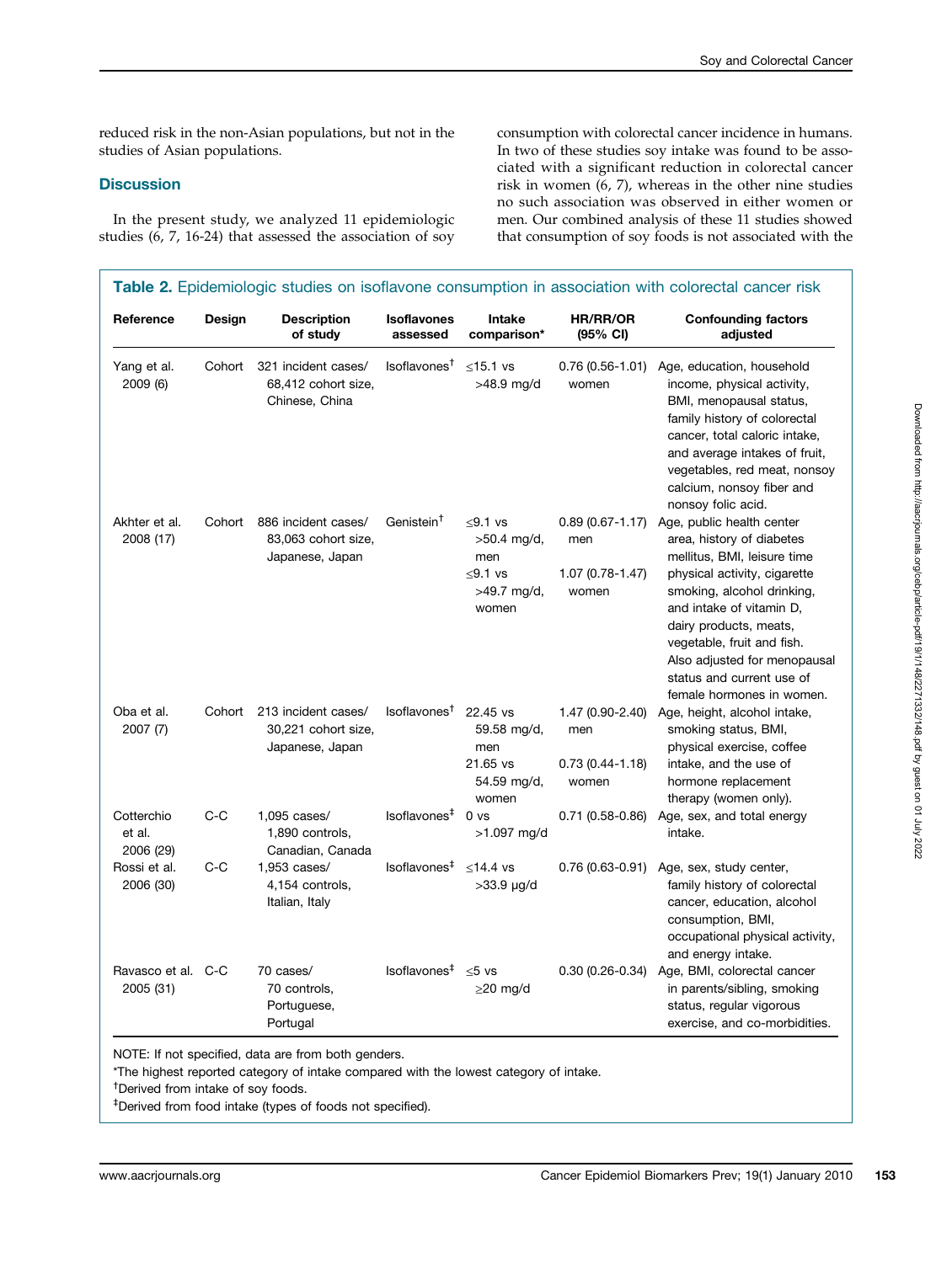reduced risk in the non-Asian populations, but not in the studies of Asian populations.

## Discussion

In the present study, we analyzed 11 epidemiologic studies (6, 7, 16-24) that assessed the association of soy consumption with colorectal cancer incidence in humans. In two of these studies soy intake was found to be associated with a significant reduction in colorectal cancer risk in women (6, 7), whereas in the other nine studies no such association was observed in either women or men. Our combined analysis of these 11 studies showed that consumption of soy foods is not associated with the

**Table 2.** Epidemiologic studies on isoflavone consumption in association with colorectal cancer risk

| Reference | Design | Description of study | Isoflavones assessed | Intake comparison* | HR/RR/OR (95% CI) | Confounding factors adjusted |
|---|---|---|---|---|---|---|
| Yang et al. 2009 (6) | Cohort | 321 incident cases/ 68,412 cohort size, Chinese, China | Isoflavones† | ≤15.1 vs >48.9 mg/d | 0.76 (0.56-1.01) women | Age, education, household income, physical activity, BMI, menopausal status, family history of colorectal cancer, total caloric intake, and average intakes of fruit, vegetables, red meat, nonsoy calcium, nonsoy fiber and nonsoy folic acid. |
| Akhter et al. 2008 (17) | Cohort | 886 incident cases/ 83,063 cohort size, Japanese, Japan | Genistein† | ≤9.1 vs >50.4 mg/d, men<br>≤9.1 vs >49.7 mg/d, women | 0.89 (0.67-1.17) men<br>1.07 (0.78-1.47) women | Age, public health center area, history of diabetes mellitus, BMI, leisure time physical activity, cigarette smoking, alcohol drinking, and intake of vitamin D, dairy products, meats, vegetable, fruit and fish. Also adjusted for menopausal status and current use of female hormones in women. |
| Oba et al. 2007 (7) | Cohort | 213 incident cases/ 30,221 cohort size, Japanese, Japan | Isoflavones† | 22.45 vs 59.58 mg/d, men<br>21.65 vs 54.59 mg/d, women | 1.47 (0.90-2.40) men<br>0.73 (0.44-1.18) women | Age, height, alcohol intake, smoking status, BMI, physical exercise, coffee intake, and the use of hormone replacement therapy (women only). |
| Cotterchio et al. 2006 (29) | C-C | 1,095 cases/ 1,890 controls, Canadian, Canada | Isoflavones‡ | 0 vs >1.097 mg/d | 0.71 (0.58-0.86) | Age, sex, and total energy intake. |
| Rossi et al. 2006 (30) | C-C | 1,953 cases/ 4,154 controls, Italian, Italy | Isoflavones‡ | ≤14.4 vs >33.9 μg/d | 0.76 (0.63-0.91) | Age, sex, study center, family history of colorectal cancer, education, alcohol consumption, BMI, occupational physical activity, and energy intake. |
| Ravasco et al. 2005 (31) | C-C | 70 cases/ 70 controls, Portuguese, Portugal | Isoflavones‡ | ≤5 vs ≥20 mg/d | 0.30 (0.26-0.34) | Age, BMI, colorectal cancer in parents/sibling, smoking status, regular vigorous exercise, and co-morbidities. |

NOTE: If not specified, data are from both genders.

*The highest reported category of intake compared with the lowest category of intake.

†Derived from intake of soy foods.

‡Derived from food intake (types of foods not specified).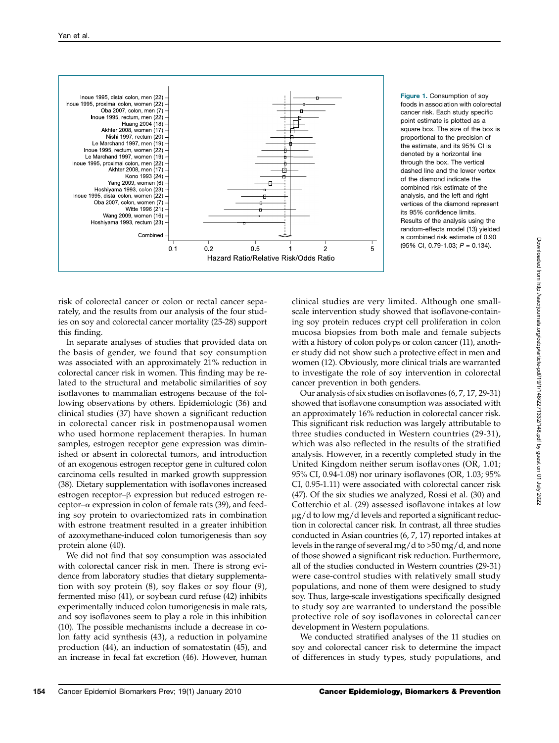Figure 1. Consumption of soy foods in association with colorectal cancer risk. Each study specific point estimate is plotted as a square box. The size of the box is proportional to the precision of the estimate, and its 95% CI is denoted by a horizontal line through the box. The vertical dashed line and the lower vertex of the diamond indicate the combined risk estimate of the analysis, and the left and right vertices of the diamond represent its 95% confidence limits. Results of the analysis using the random-effects model (13) yielded a combined risk estimate of 0.90 (95% CI, 0.79-1.03; $P = 0.134$).

risk of colorectal cancer or colon or rectal cancer separately, and the results from our analysis of the four studies on soy and colorectal cancer mortality (25-28) support this finding.

In separate analyses of studies that provided data on the basis of gender, we found that soy consumption was associated with an approximately 21% reduction in colorectal cancer risk in women. This finding may be related to the structural and metabolic similarities of soy isoflavones to mammalian estrogens because of the following observations by others. Epidemiologic (36) and clinical studies (37) have shown a significant reduction in colorectal cancer risk in postmenopausal women who used hormone replacement therapies. In human samples, estrogen receptor gene expression was diminished or absent in colorectal tumors, and introduction of an exogenous estrogen receptor gene in cultured colon carcinoma cells resulted in marked growth suppression (38). Dietary supplementation with isoflavones increased estrogen receptor–β expression but reduced estrogen receptor–α expression in colon of female rats (39), and feeding soy protein to ovariectomized rats in combination with estrone treatment resulted in a greater inhibition of azoxymethane-induced colon tumorigenesis than soy protein alone (40).

We did not find that soy consumption was associated with colorectal cancer risk in men. There is strong evidence from laboratory studies that dietary supplementation with soy protein (8), soy flakes or soy flour (9), fermented miso (41), or soybean curd refuse (42) inhibits experimentally induced colon tumorigenesis in male rats, and soy isoflavones seem to play a role in this inhibition (10). The possible mechanisms include a decrease in colon fatty acid synthesis (43), a reduction in polyamine production (44), an induction of somatostatin (45), and an increase in fecal fat excretion (46). However, human clinical studies are very limited. Although one small-scale intervention study showed that isoflavone-containing soy protein reduces crypt cell proliferation in colon mucosa biopsies from both male and female subjects with a history of colon polyps or colon cancer (11), another study did not show such a protective effect in men and women (12). Obviously, more clinical trials are warranted to investigate the role of soy intervention in colorectal cancer prevention in both genders.

Our analysis of six studies on isoflavones (6, 7, 17, 29-31) showed that isoflavone consumption was associated with an approximately 16% reduction in colorectal cancer risk. This significant risk reduction was largely attributable to three studies conducted in Western countries (29-31), which was also reflected in the results of the stratified analysis. However, in a recently completed study in the United Kingdom neither serum isoflavones (OR, 1.01; 95% CI, 0.94-1.08) nor urinary isoflavones (OR, 1.03; 95% CI, 0.95-1.11) were associated with colorectal cancer risk (47). Of the six studies we analyzed, Rossi et al. (30) and Cotterchio et al. (29) assessed isoflavone intakes at low μg/d to low mg/d levels and reported a significant reduction in colorectal cancer risk. In contrast, all three studies conducted in Asian countries (6, 7, 17) reported intakes at levels in the range of several mg/d to >50 mg/d, and none of those showed a significant risk reduction. Furthermore, all of the studies conducted in Western countries (29-31) were case-control studies with relatively small study populations, and none of them were designed to study soy. Thus, large-scale investigations specifically designed to study soy are warranted to understand the possible protective role of soy isoflavones in colorectal cancer development in Western populations.

We conducted stratified analyses of the 11 studies on soy and colorectal cancer risk to determine the impact of differences in study types, study populations, and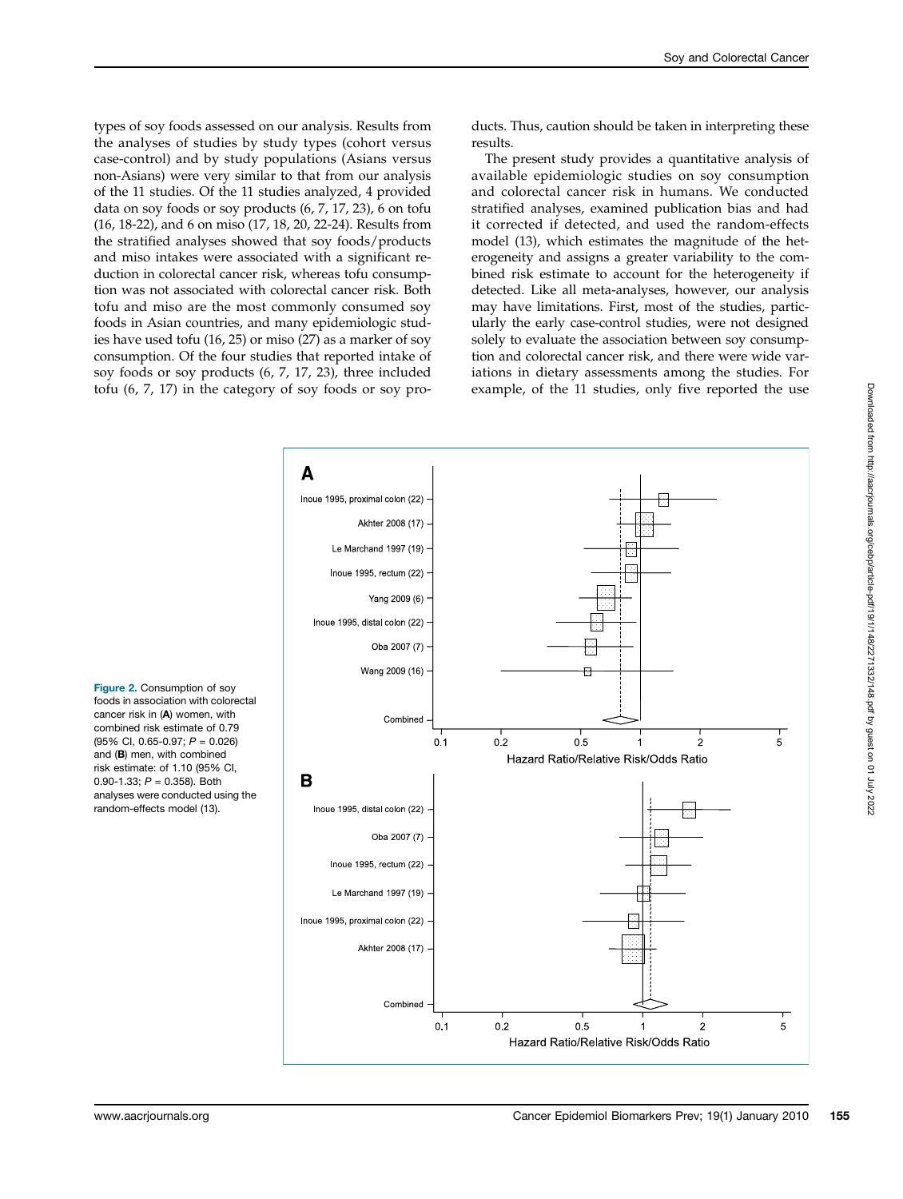types of soy foods assessed on our analysis. Results from the analyses of studies by study types (cohort versus case-control) and by study populations (Asians versus non-Asians) were very similar to that from our analysis of the 11 studies. Of the 11 studies analyzed, 4 provided data on soy foods or soy products (6, 7, 17, 23), 6 on tofu (16, 18-22), and 6 on miso (17, 18, 20, 22-24). Results from the stratified analyses showed that soy foods/products and miso intakes were associated with a significant reduction in colorectal cancer risk, whereas tofu consumption was not associated with colorectal cancer risk. Both tofu and miso are the most commonly consumed soy foods in Asian countries, and many epidemiologic studies have used tofu (16, 25) or miso (27) as a marker of soy consumption. Of the four studies that reported intake of soy foods or soy products (6, 7, 17, 23), three included tofu (6, 7, 17) in the category of soy foods or soy products. Thus, caution should be taken in interpreting these results.

The present study provides a quantitative analysis of available epidemiologic studies on soy consumption and colorectal cancer risk in humans. We conducted stratified analyses, examined publication bias and had it corrected if detected, and used the random-effects model (13), which estimates the magnitude of the heterogeneity and assigns a greater variability to the combined risk estimate to account for the heterogeneity if detected. Like all meta-analyses, however, our analysis may have limitations. First, most of the studies, particularly the early case-control studies, were not designed solely to evaluate the association between soy consumption and colorectal cancer risk, and there were wide variations in dietary assessments among the studies. For example, of the 11 studies, only five reported the use

**Figure 2.** Consumption of soy foods in association with colorectal cancer risk in (**A**) women, with combined risk estimate of 0.79 (95% CI, 0.65-0.97; $P = 0.026$) and (**B**) men, with combined risk estimate: of 1.10 (95% CI, 0.90-1.33; $P = 0.358$). Both analyses were conducted using the random-effects model (13).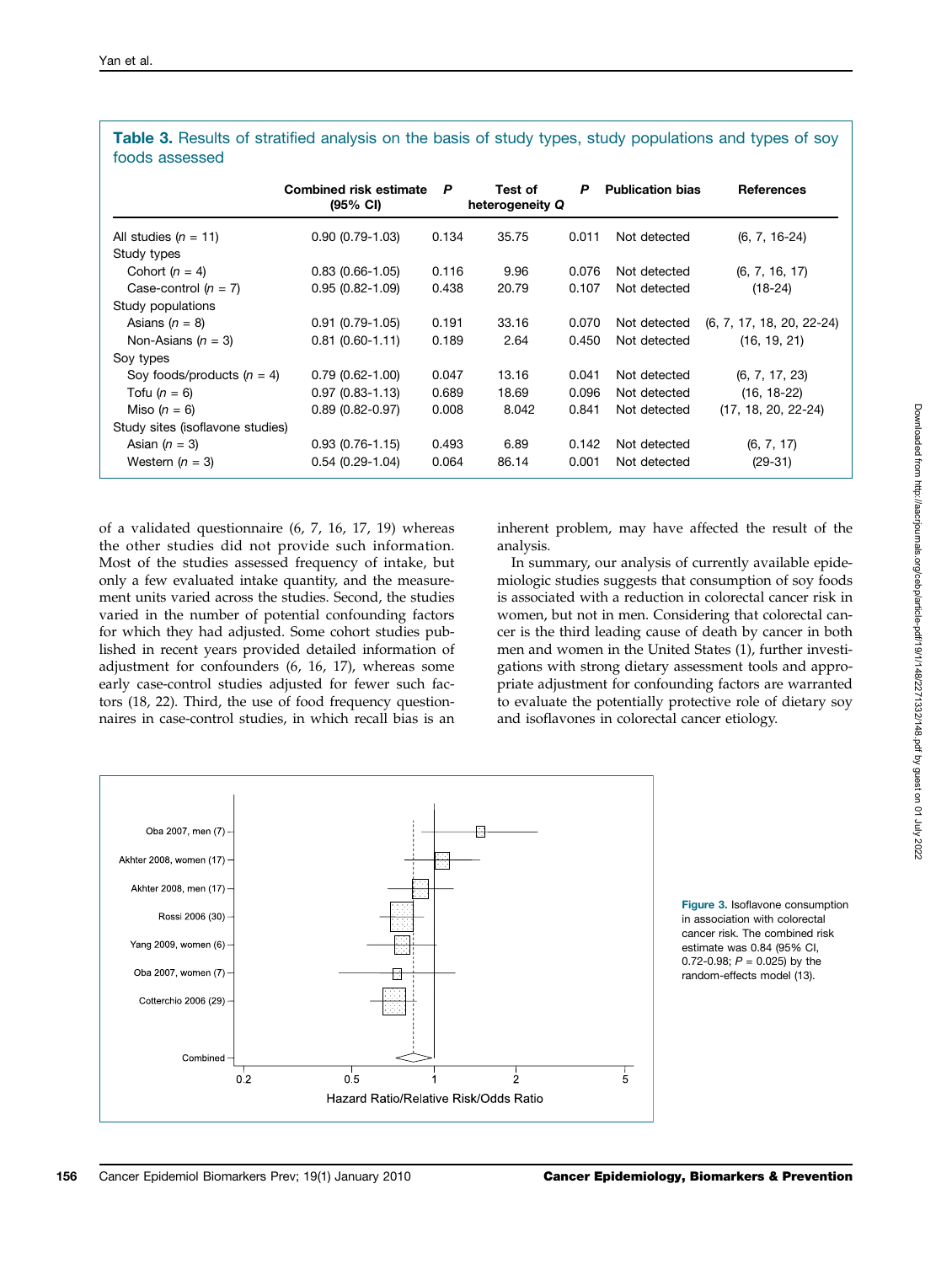**Table 3.** Results of stratified analysis on the basis of study types, study populations and types of soy foods assessed

| | Combined risk estimate (95% CI) | *P* | Test of heterogeneity *Q* | *P* | Publication bias | References |
|---|---|---|---|---|---|---|
| All studies (*n* = 11) | 0.90 (0.79-1.03) | 0.134 | 35.75 | 0.011 | Not detected | (6, 7, 16-24) |
| Study types | | | | | | |
| Cohort (*n* = 4) | 0.83 (0.66-1.05) | 0.116 | 9.96 | 0.076 | Not detected | (6, 7, 16, 17) |
| Case-control (*n* = 7) | 0.95 (0.82-1.09) | 0.438 | 20.79 | 0.107 | Not detected | (18-24) |
| Study populations | | | | | | |
| Asians (*n* = 8) | 0.91 (0.79-1.05) | 0.191 | 33.16 | 0.070 | Not detected | (6, 7, 17, 18, 20, 22-24) |
| Non-Asians (*n* = 3) | 0.81 (0.60-1.11) | 0.189 | 2.64 | 0.450 | Not detected | (16, 19, 21) |
| Soy types | | | | | | |
| Soy foods/products (*n* = 4) | 0.79 (0.62-1.00) | 0.047 | 13.16 | 0.041 | Not detected | (6, 7, 17, 23) |
| Tofu (*n* = 6) | 0.97 (0.83-1.13) | 0.689 | 18.69 | 0.096 | Not detected | (16, 18-22) |
| Miso (*n* = 6) | 0.89 (0.82-0.97) | 0.008 | 8.042 | 0.841 | Not detected | (17, 18, 20, 22-24) |
| Study sites (isoflavone studies) | | | | | | |
| Asian (*n* = 3) | 0.93 (0.76-1.15) | 0.493 | 6.89 | 0.142 | Not detected | (6, 7, 17) |
| Western (*n* = 3) | 0.54 (0.29-1.04) | 0.064 | 86.14 | 0.001 | Not detected | (29-31) |

of a validated questionnaire (6, 7, 16, 17, 19) whereas the other studies did not provide such information. Most of the studies assessed frequency of intake, but only a few evaluated intake quantity, and the measurement units varied across the studies. Second, the studies varied in the number of potential confounding factors for which they had adjusted. Some cohort studies published in recent years provided detailed information of adjustment for confounders (6, 16, 17), whereas some early case-control studies adjusted for fewer such factors (18, 22). Third, the use of food frequency questionnaires in case-control studies, in which recall bias is an inherent problem, may have affected the result of the analysis.

In summary, our analysis of currently available epidemiologic studies suggests that consumption of soy foods is associated with a reduction in colorectal cancer risk in women, but not in men. Considering that colorectal cancer is the third leading cause of death by cancer in both men and women in the United States (1), further investigations with strong dietary assessment tools and appropriate adjustment for confounding factors are warranted to evaluate the potentially protective role of dietary soy and isoflavones in colorectal cancer etiology.

**Figure 3.** Isoflavone consumption in association with colorectal cancer risk. The combined risk estimate was 0.84 (95% CI, 0.72-0.98; *P* = 0.025) by the random-effects model (13).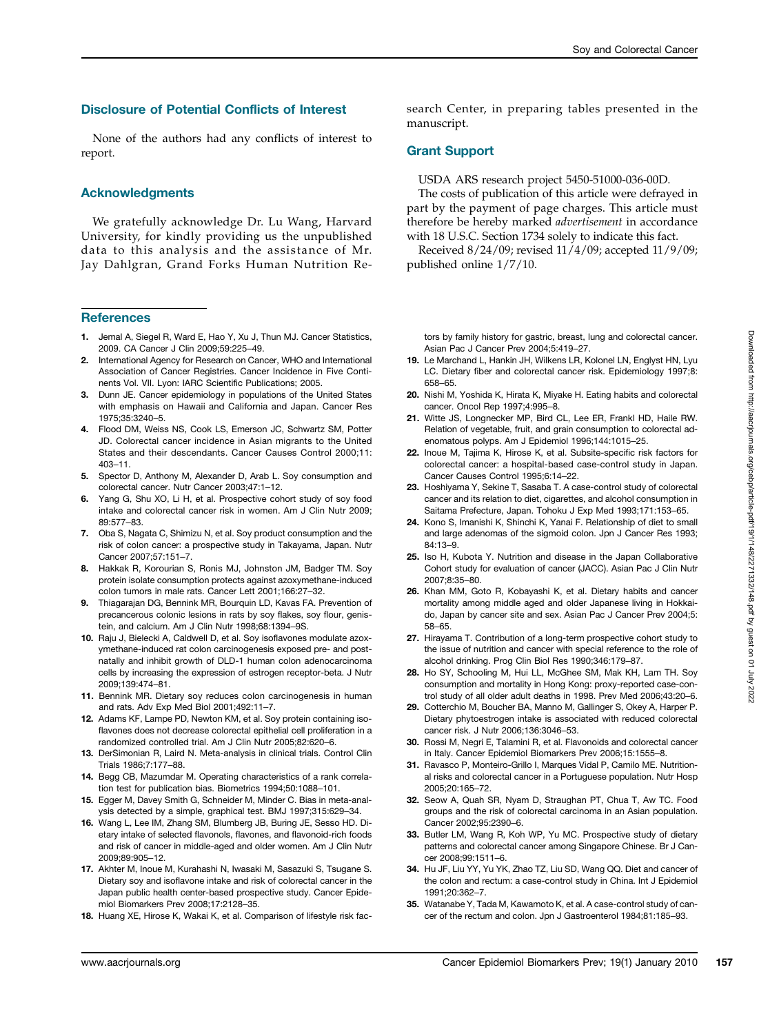## Disclosure of Potential Conflicts of Interest

None of the authors had any conflicts of interest to report.

## Acknowledgments

We gratefully acknowledge Dr. Lu Wang, Harvard University, for kindly providing us the unpublished data to this analysis and the assistance of Mr. Jay Dahlgran, Grand Forks Human Nutrition Research Center, in preparing tables presented in the manuscript.

## Grant Support

USDA ARS research project 5450-51000-036-00D.

The costs of publication of this article were defrayed in part by the payment of page charges. This article must therefore be hereby marked *advertisement* in accordance with 18 U.S.C. Section 1734 solely to indicate this fact.

Received 8/24/09; revised 11/4/09; accepted 11/9/09; published online 1/7/10.

## References

1. Jemal A, Siegel R, Ward E, Hao Y, Xu J, Thun MJ. Cancer Statistics, 2009. CA Cancer J Clin 2009;59:225–49.
2. International Agency for Research on Cancer, WHO and International Association of Cancer Registries. Cancer Incidence in Five Continents Vol. VII. Lyon: IARC Scientific Publications; 2005.
3. Dunn JE. Cancer epidemiology in populations of the United States with emphasis on Hawaii and California and Japan. Cancer Res 1975;35:3240–5.
4. Flood DM, Weiss NS, Cook LS, Emerson JC, Schwartz SM, Potter JD. Colorectal cancer incidence in Asian migrants to the United States and their descendants. Cancer Causes Control 2000;11: 403–11.
5. Spector D, Anthony M, Alexander D, Arab L. Soy consumption and colorectal cancer. Nutr Cancer 2003;47:1–12.
6. Yang G, Shu XO, Li H, et al. Prospective cohort study of soy food intake and colorectal cancer risk in women. Am J Clin Nutr 2009; 89:577–83.
7. Oba S, Nagata C, Shimizu N, et al. Soy product consumption and the risk of colon cancer: a prospective study in Takayama, Japan. Nutr Cancer 2007;57:151–7.
8. Hakkak R, Korourian S, Ronis MJ, Johnston JM, Badger TM. Soy protein isolate consumption protects against azoxymethane-induced colon tumors in male rats. Cancer Lett 2001;166:27–32.
9. Thiagarajan DG, Bennink MR, Bourquin LD, Kavas FA. Prevention of precancerous colonic lesions in rats by soy flakes, soy flour, genistein, and calcium. Am J Clin Nutr 1998;68:1394–9S.
10. Raju J, Bielecki A, Caldwell D, et al. Soy isoflavones modulate azoxymethane-induced rat colon carcinogenesis exposed pre- and postnatally and inhibit growth of DLD-1 human colon adenocarcinoma cells by increasing the expression of estrogen receptor-beta. J Nutr 2009;139:474–81.
11. Bennink MR. Dietary soy reduces colon carcinogenesis in human and rats. Adv Exp Med Biol 2001;492:11–7.
12. Adams KF, Lampe PD, Newton KM, et al. Soy protein containing isoflavones does not decrease colorectal epithelial cell proliferation in a randomized controlled trial. Am J Clin Nutr 2005;82:620–6.
13. DerSimonian R, Laird N. Meta-analysis in clinical trials. Control Clin Trials 1986;7:177–88.
14. Begg CB, Mazumdar M. Operating characteristics of a rank correlation test for publication bias. Biometrics 1994;50:1088–101.
15. Egger M, Davey Smith G, Schneider M, Minder C. Bias in meta-analysis detected by a simple, graphical test. BMJ 1997;315:629–34.
16. Wang L, Lee IM, Zhang SM, Blumberg JB, Buring JE, Sesso HD. Dietary intake of selected flavonols, flavones, and flavonoid-rich foods and risk of cancer in middle-aged and older women. Am J Clin Nutr 2009;89:905–12.
17. Akhter M, Inoue M, Kurahashi N, Iwasaki M, Sasazuki S, Tsugane S. Dietary soy and isoflavone intake and risk of colorectal cancer in the Japan public health center-based prospective study. Cancer Epidemiol Biomarkers Prev 2008;17:2128–35.
18. Huang XE, Hirose K, Wakai K, et al. Comparison of lifestyle risk factors by family history for gastric, breast, lung and colorectal cancer. Asian Pac J Cancer Prev 2004;5:419–27.
19. Le Marchand L, Hankin JH, Wilkens LR, Kolonel LN, Englyst HN, Lyu LC. Dietary fiber and colorectal cancer risk. Epidemiology 1997;8: 658–65.
20. Nishi M, Yoshida K, Hirata K, Miyake H. Eating habits and colorectal cancer. Oncol Rep 1997;4:995–8.
21. Witte JS, Longnecker MP, Bird CL, Lee ER, Frankl HD, Haile RW. Relation of vegetable, fruit, and grain consumption to colorectal adenomatous polyps. Am J Epidemiol 1996;144:1015–25.
22. Inoue M, Tajima K, Hirose K, et al. Subsite-specific risk factors for colorectal cancer: a hospital-based case-control study in Japan. Cancer Causes Control 1995;6:14–22.
23. Hoshiyama Y, Sekine T, Sasaba T. A case-control study of colorectal cancer and its relation to diet, cigarettes, and alcohol consumption in Saitama Prefecture, Japan. Tohoku J Exp Med 1993;171:153–65.
24. Kono S, Imanishi K, Shinchi K, Yanai F. Relationship of diet to small and large adenomas of the sigmoid colon. Jpn J Cancer Res 1993; 84:13–9.
25. Iso H, Kubota Y. Nutrition and disease in the Japan Collaborative Cohort study for evaluation of cancer (JACC). Asian Pac J Clin Nutr 2007;8:35–80.
26. Khan MM, Goto R, Kobayashi K, et al. Dietary habits and cancer mortality among middle aged and older Japanese living in Hokkaido, Japan by cancer site and sex. Asian Pac J Cancer Prev 2004;5: 58–65.
27. Hirayama T. Contribution of a long-term prospective cohort study to the issue of nutrition and cancer with special reference to the role of alcohol drinking. Prog Clin Biol Res 1990;346:179–87.
28. Ho SY, Schooling M, Hui LL, McGhee SM, Mak KH, Lam TH. Soy consumption and mortality in Hong Kong: proxy-reported case-control study of all older adult deaths in 1998. Prev Med 2006;43:20–6.
29. Cotterchio M, Boucher BA, Manno M, Gallinger S, Okey A, Harper P. Dietary phytoestrogen intake is associated with reduced colorectal cancer risk. J Nutr 2006;136:3046–53.
30. Rossi M, Negri E, Talamini R, et al. Flavonoids and colorectal cancer in Italy. Cancer Epidemiol Biomarkers Prev 2006;15:1555–8.
31. Ravasco P, Monteiro-Grillo I, Marques Vidal P, Camilo ME. Nutritional risks and colorectal cancer in a Portuguese population. Nutr Hosp 2005;20:165–72.
32. Seow A, Quah SR, Nyam D, Straughan PT, Chua T, Aw TC. Food groups and the risk of colorectal carcinoma in an Asian population. Cancer 2002;95:2390–6.
33. Butler LM, Wang R, Koh WP, Yu MC. Prospective study of dietary patterns and colorectal cancer among Singapore Chinese. Br J Cancer 2008;99:1511–6.
34. Hu JF, Liu YY, Yu YK, Zhao TZ, Liu SD, Wang QQ. Diet and cancer of the colon and rectum: a case-control study in China. Int J Epidemiol 1991;20:362–7.
35. Watanabe Y, Tada M, Kawamoto K, et al. A case-control study of cancer of the rectum and colon. Jpn J Gastroenterol 1984;81:185–93.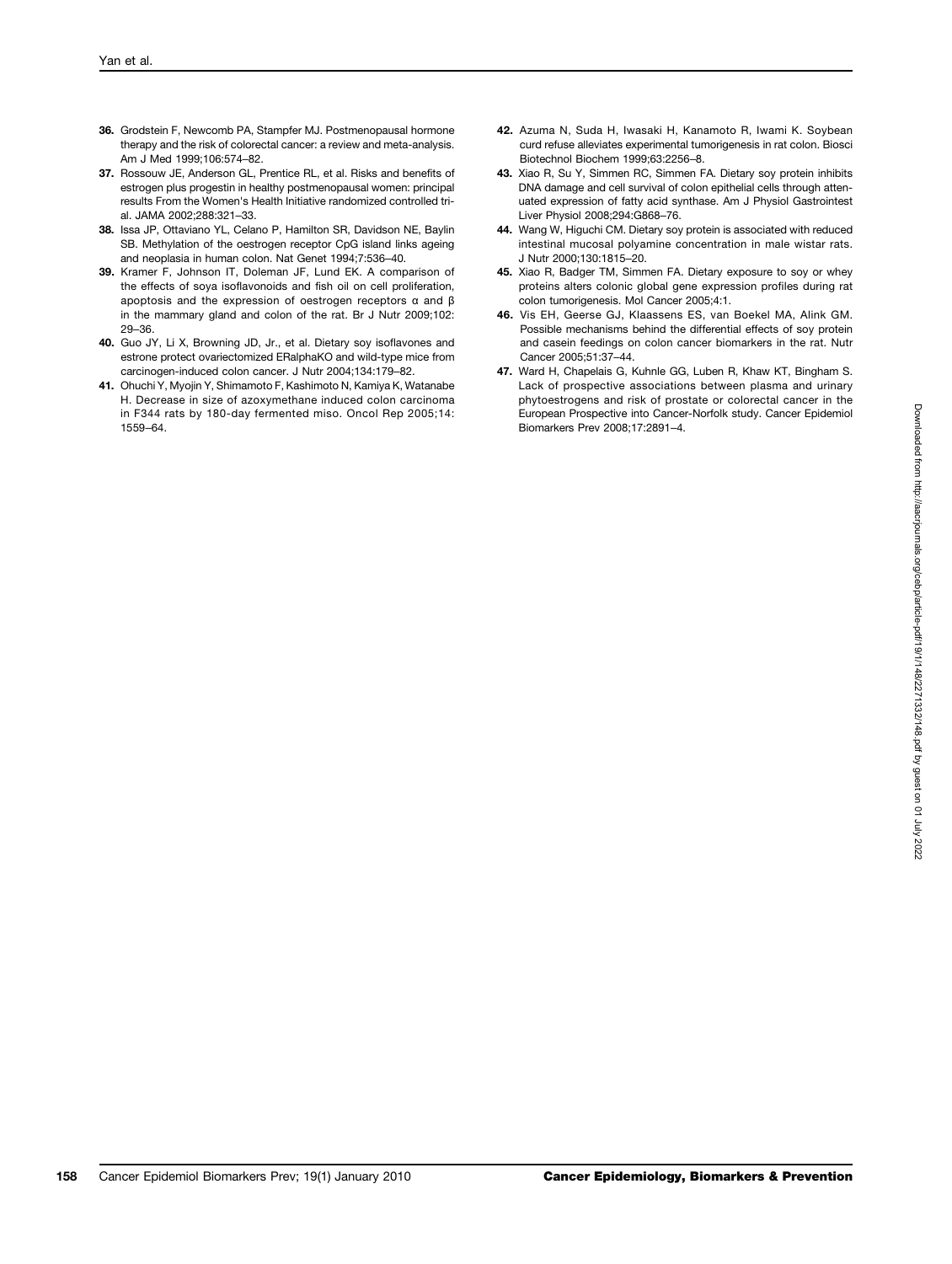36. Grodstein F, Newcomb PA, Stampfer MJ. Postmenopausal hormone therapy and the risk of colorectal cancer: a review and meta-analysis. Am J Med 1999;106:574–82.
37. Rossouw JE, Anderson GL, Prentice RL, et al. Risks and benefits of estrogen plus progestin in healthy postmenopausal women: principal results From the Women's Health Initiative randomized controlled trial. JAMA 2002;288:321–33.
38. Issa JP, Ottaviano YL, Celano P, Hamilton SR, Davidson NE, Baylin SB. Methylation of the oestrogen receptor CpG island links ageing and neoplasia in human colon. Nat Genet 1994;7:536–40.
39. Kramer F, Johnson IT, Doleman JF, Lund EK. A comparison of the effects of soya isoflavonoids and fish oil on cell proliferation, apoptosis and the expression of oestrogen receptors α and β in the mammary gland and colon of the rat. Br J Nutr 2009;102: 29–36.
40. Guo JY, Li X, Browning JD, Jr., et al. Dietary soy isoflavones and estrone protect ovariectomized ERalphaKO and wild-type mice from carcinogen-induced colon cancer. J Nutr 2004;134:179–82.
41. Ohuchi Y, Myojin Y, Shimamoto F, Kashimoto N, Kamiya K, Watanabe H. Decrease in size of azoxymethane induced colon carcinoma in F344 rats by 180-day fermented miso. Oncol Rep 2005;14: 1559–64.
42. Azuma N, Suda H, Iwasaki H, Kanamoto R, Iwami K. Soybean curd refuse alleviates experimental tumorigenesis in rat colon. Biosci Biotechnol Biochem 1999;63:2256–8.
43. Xiao R, Su Y, Simmen RC, Simmen FA. Dietary soy protein inhibits DNA damage and cell survival of colon epithelial cells through attenuated expression of fatty acid synthase. Am J Physiol Gastrointest Liver Physiol 2008;294:G868–76.
44. Wang W, Higuchi CM. Dietary soy protein is associated with reduced intestinal mucosal polyamine concentration in male wistar rats. J Nutr 2000;130:1815–20.
45. Xiao R, Badger TM, Simmen FA. Dietary exposure to soy or whey proteins alters colonic global gene expression profiles during rat colon tumorigenesis. Mol Cancer 2005;4:1.
46. Vis EH, Geerse GJ, Klaassens ES, van Boekel MA, Alink GM. Possible mechanisms behind the differential effects of soy protein and casein feedings on colon cancer biomarkers in the rat. Nutr Cancer 2005;51:37–44.
47. Ward H, Chapelais G, Kuhnle GG, Luben R, Khaw KT, Bingham S. Lack of prospective associations between plasma and urinary phytoestrogens and risk of prostate or colorectal cancer in the European Prospective into Cancer-Norfolk study. Cancer Epidemiol Biomarkers Prev 2008;17:2891–4.